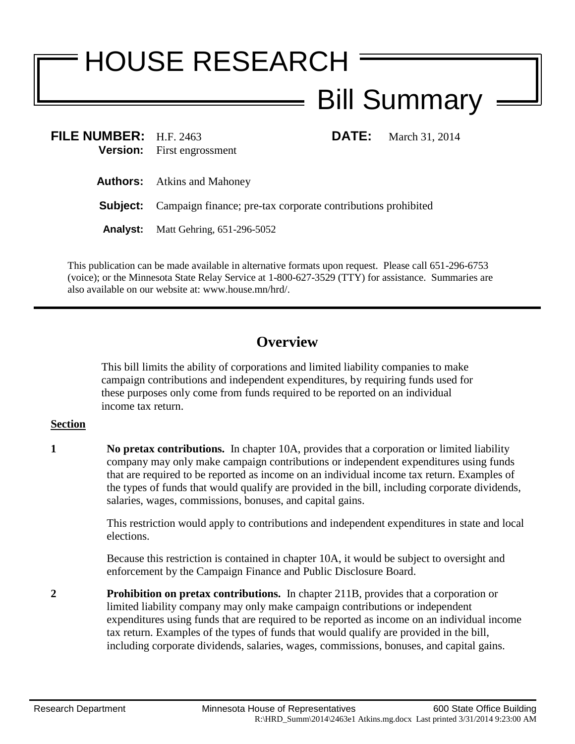# HOUSE RESEARCH

## Bill Summary

**FILE NUMBER:** H.F. 2463 **DATE:** March 31, 2014

**Version:** First engrossment

**Authors:** Atkins and Mahoney

**Subject:** Campaign finance; pre-tax corporate contributions prohibited

**Analyst:** Matt Gehring, 651-296-5052

This publication can be made available in alternative formats upon request. Please call 651-296-6753 (voice); or the Minnesota State Relay Service at 1-800-627-3529 (TTY) for assistance. Summaries are also available on our website at: www.house.mn/hrd/.

---

## Overview

This bill limits the ability of corporations and limited liability companies to make campaign contributions and independent expenditures, by requiring funds used for these purposes only come from funds required to be reported on an individual income tax return.

**Section**

**1** **No pretax contributions.** In chapter 10A, provides that a corporation or limited liability company may only make campaign contributions or independent expenditures using funds that are required to be reported as income on an individual income tax return. Examples of the types of funds that would qualify are provided in the bill, including corporate dividends, salaries, wages, commissions, bonuses, and capital gains.

This restriction would apply to contributions and independent expenditures in state and local elections.

Because this restriction is contained in chapter 10A, it would be subject to oversight and enforcement by the Campaign Finance and Public Disclosure Board.

**2** **Prohibition on pretax contributions.** In chapter 211B, provides that a corporation or limited liability company may only make campaign contributions or independent expenditures using funds that are required to be reported as income on an individual income tax return. Examples of the types of funds that would qualify are provided in the bill, including corporate dividends, salaries, wages, commissions, bonuses, and capital gains.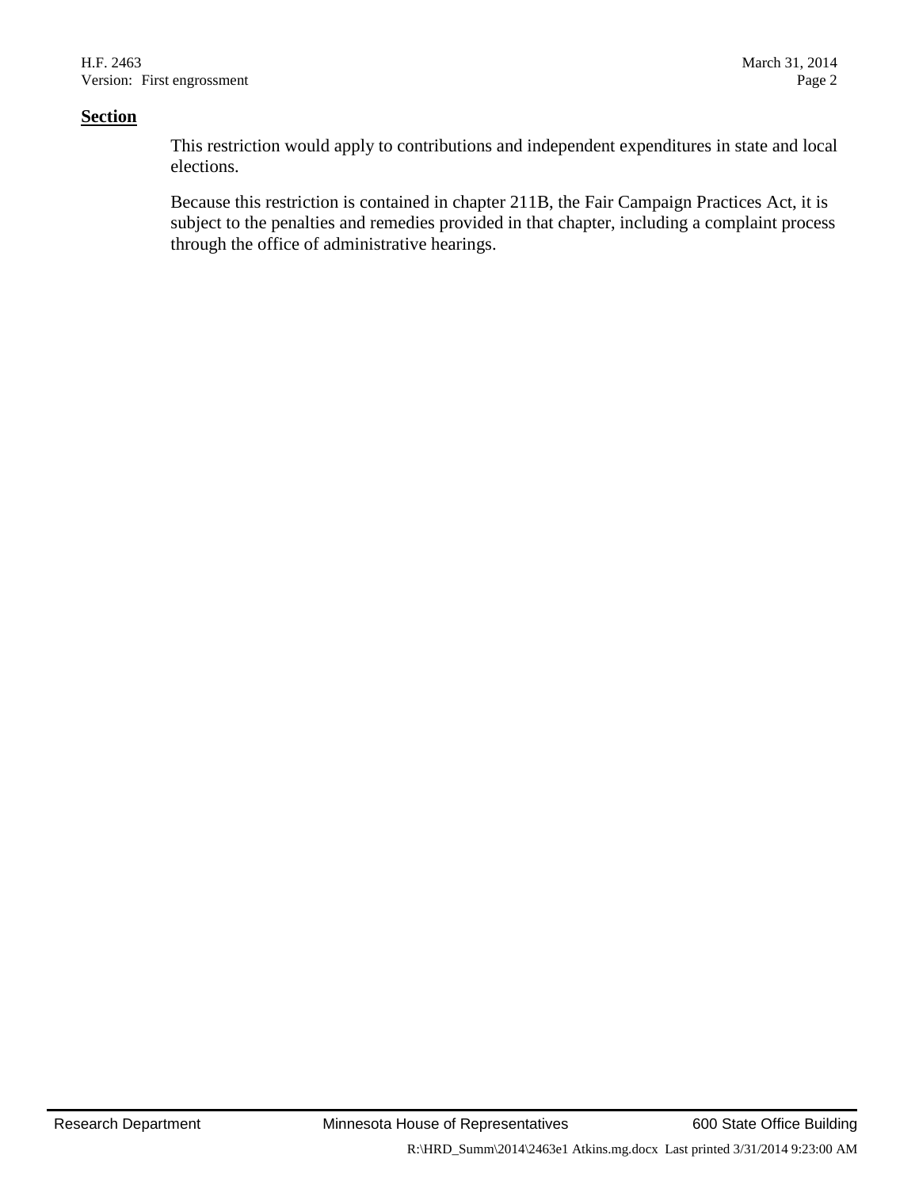**Section**

This restriction would apply to contributions and independent expenditures in state and local elections.

Because this restriction is contained in chapter 211B, the Fair Campaign Practices Act, it is subject to the penalties and remedies provided in that chapter, including a complaint process through the office of administrative hearings.